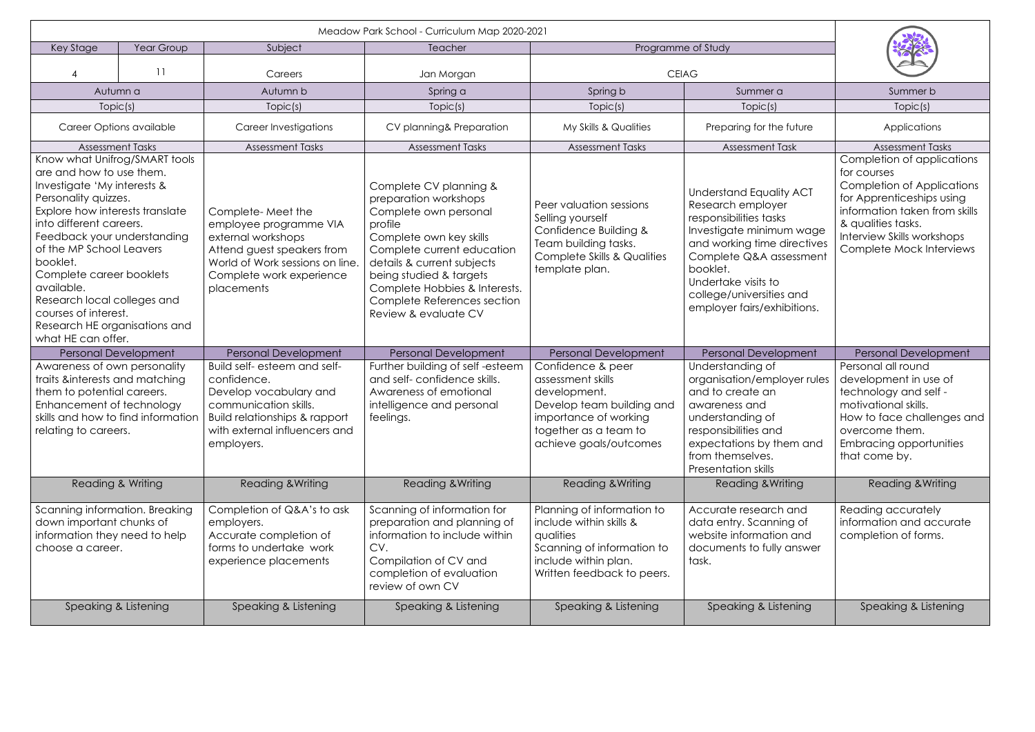Meadow Park School - Curriculum Map 2020-2021

| Key Stage | Year Group | Subject | Teacher | Programme of Study | |
|---|---|---|---|---|---|
| 4 | 11 | Careers | Jan Morgan | CEIAG | |

| Autumn a | Autumn b | Spring a | Spring b | Summer a | Summer b |
|---|---|---|---|---|---|
| **Topic(s)** | **Topic(s)** | **Topic(s)** | **Topic(s)** | **Topic(s)** | **Topic(s)** |
| Career Options available | Career Investigations | CV planning& Preparation | My Skills & Qualities | Preparing for the future | Applications |
| **Assessment Tasks** | **Assessment Tasks** | **Assessment Tasks** | **Assessment Tasks** | **Assessment Task** | **Assessment Tasks** |
| Know what Unifrog/SMART tools are and how to use them.<br>Investigate 'My interests & Personality quizzes.<br>Explore how interests translate into different careers.<br>Feedback your understanding of the MP School Leavers booklet.<br>Complete career booklets available.<br>Research local colleges and courses of interest.<br>Research HE organisations and what HE can offer. | Complete- Meet the employee programme VIA external workshops<br>Attend guest speakers from World of Work sessions on line.<br>Complete work experience placements | Complete CV planning & preparation workshops<br>Complete own personal profile<br>Complete own key skills<br>Complete current education details & current subjects being studied & targets<br>Complete Hobbies & Interests.<br>Complete References section<br>Review & evaluate CV | Peer valuation sessions<br>Selling yourself<br>Confidence Building & Team building tasks.<br>Complete Skills & Qualities template plan. | Understand Equality ACT<br>Research employer responsibilities tasks<br>Investigate minimum wage and working time directives<br>Complete Q&A assessment booklet.<br>Undertake visits to college/universities and employer fairs/exhibitions. | Completion of applications for courses<br>Completion of Applications for Apprenticeships using information taken from skills & qualities tasks.<br>Interview Skills workshops<br>Complete Mock Interviews |
| **Personal Development** | **Personal Development** | **Personal Development** | **Personal Development** | **Personal Development** | **Personal Development** |
| Awareness of own personality traits &interests and matching them to potential careers.<br>Enhancement of technology skills and how to find information relating to careers. | Build self- esteem and self- confidence.<br>Develop vocabulary and communication skills.<br>Build relationships & rapport with external influencers and employers. | Further building of self -esteem and self- confidence skills.<br>Awareness of emotional intelligence and personal feelings. | Confidence & peer assessment skills development.<br>Develop team building and importance of working together as a team to achieve goals/outcomes | Understanding of organisation/employer rules and to create an awareness and understanding of responsibilities and expectations by them and from themselves.<br>Presentation skills | Personal all round development in use of technology and self - motivational skills.<br>How to face challenges and overcome them.<br>Embracing opportunities that come by. |
| **Reading & Writing** | **Reading &Writing** | **Reading &Writing** | **Reading &Writing** | **Reading &Writing** | **Reading &Writing** |
| Scanning information. Breaking down important chunks of information they need to help choose a career. | Completion of Q&A's to ask employers.<br>Accurate completion of forms to undertake work experience placements | Scanning of information for preparation and planning of information to include within CV.<br>Compilation of CV and completion of evaluation review of own CV | Planning of information to include within skills & qualities<br>Scanning of information to include within plan.<br>Written feedback to peers. | Accurate research and data entry. Scanning of website information and documents to fully answer task. | Reading accurately information and accurate completion of forms. |
| **Speaking & Listening** | **Speaking & Listening** | **Speaking & Listening** | **Speaking & Listening** | **Speaking & Listening** | **Speaking & Listening** |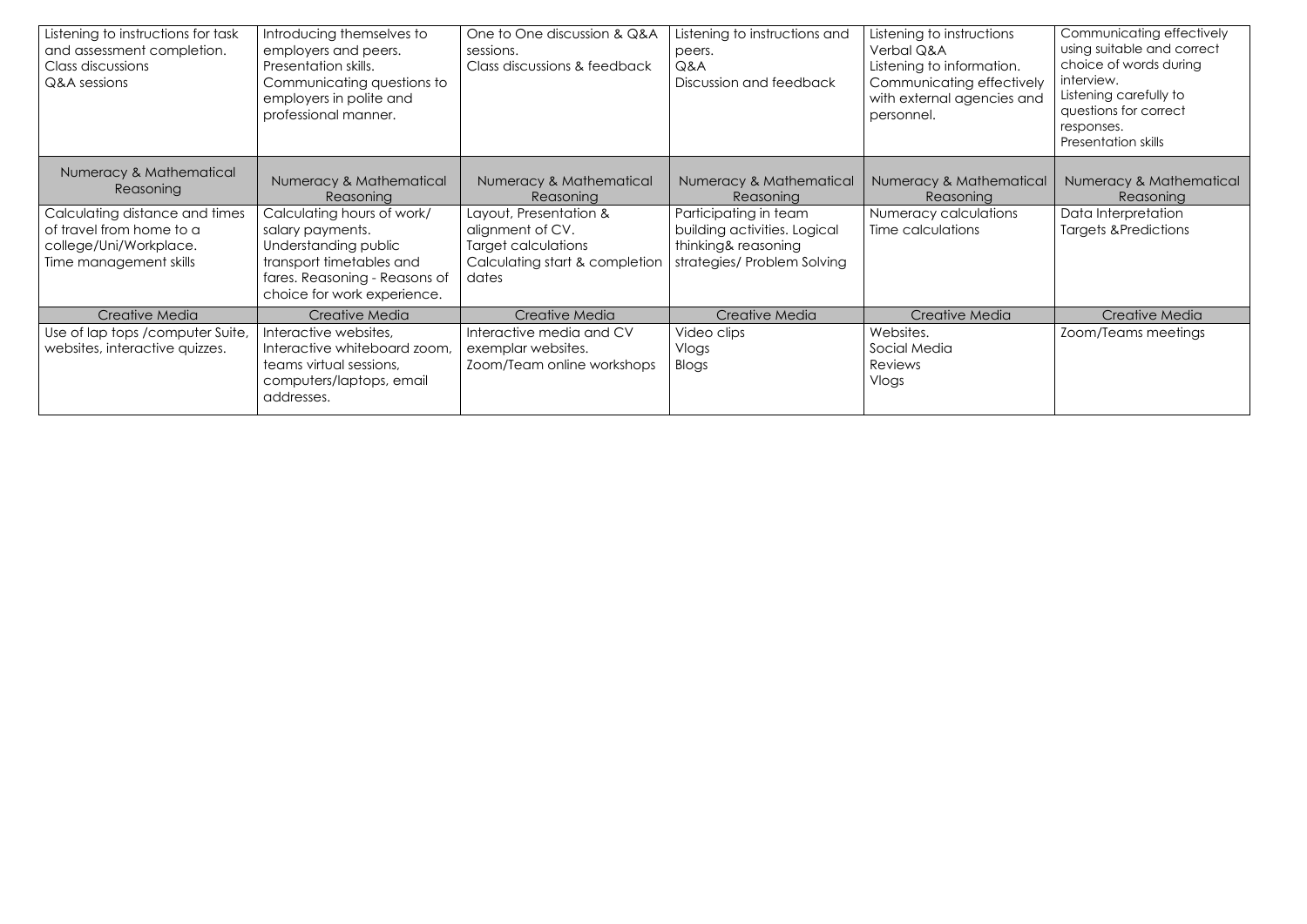| | | | | | |
|---|---|---|---|---|---|
| Listening to instructions for task and assessment completion.<br>Class discussions<br>Q&A sessions | Introducing themselves to employers and peers.<br>Presentation skills.<br>Communicating questions to employers in polite and professional manner. | One to One discussion & Q&A sessions.<br>Class discussions & feedback | Listening to instructions and peers.<br>Q&A<br>Discussion and feedback | Listening to instructions<br>Verbal Q&A<br>Listening to information.<br>Communicating effectively with external agencies and personnel. | Communicating effectively using suitable and correct choice of words during interview.<br>Listening carefully to questions for correct responses.<br>Presentation skills |
| Numeracy & Mathematical Reasoning | Numeracy & Mathematical Reasoning | Numeracy & Mathematical Reasoning | Numeracy & Mathematical Reasoning | Numeracy & Mathematical Reasoning | Numeracy & Mathematical Reasoning |
| Calculating distance and times of travel from home to a college/Uni/Workplace.<br>Time management skills | Calculating hours of work/ salary payments.<br>Understanding public transport timetables and fares. Reasoning - Reasons of choice for work experience. | Layout, Presentation & alignment of CV.<br>Target calculations<br>Calculating start & completion dates | Participating in team building activities. Logical thinking& reasoning strategies/ Problem Solving | Numeracy calculations<br>Time calculations | Data Interpretation<br>Targets &Predictions |
| Creative Media | Creative Media | Creative Media | Creative Media | Creative Media | Creative Media |
| Use of lap tops /computer Suite, websites, interactive quizzes. | Interactive websites,<br>Interactive whiteboard zoom, teams virtual sessions, computers/laptops, email addresses. | Interactive media and CV exemplar websites.<br>Zoom/Team online workshops | Video clips<br>Vlogs<br>Blogs | Websites.<br>Social Media<br>Reviews<br>Vlogs | Zoom/Teams meetings |